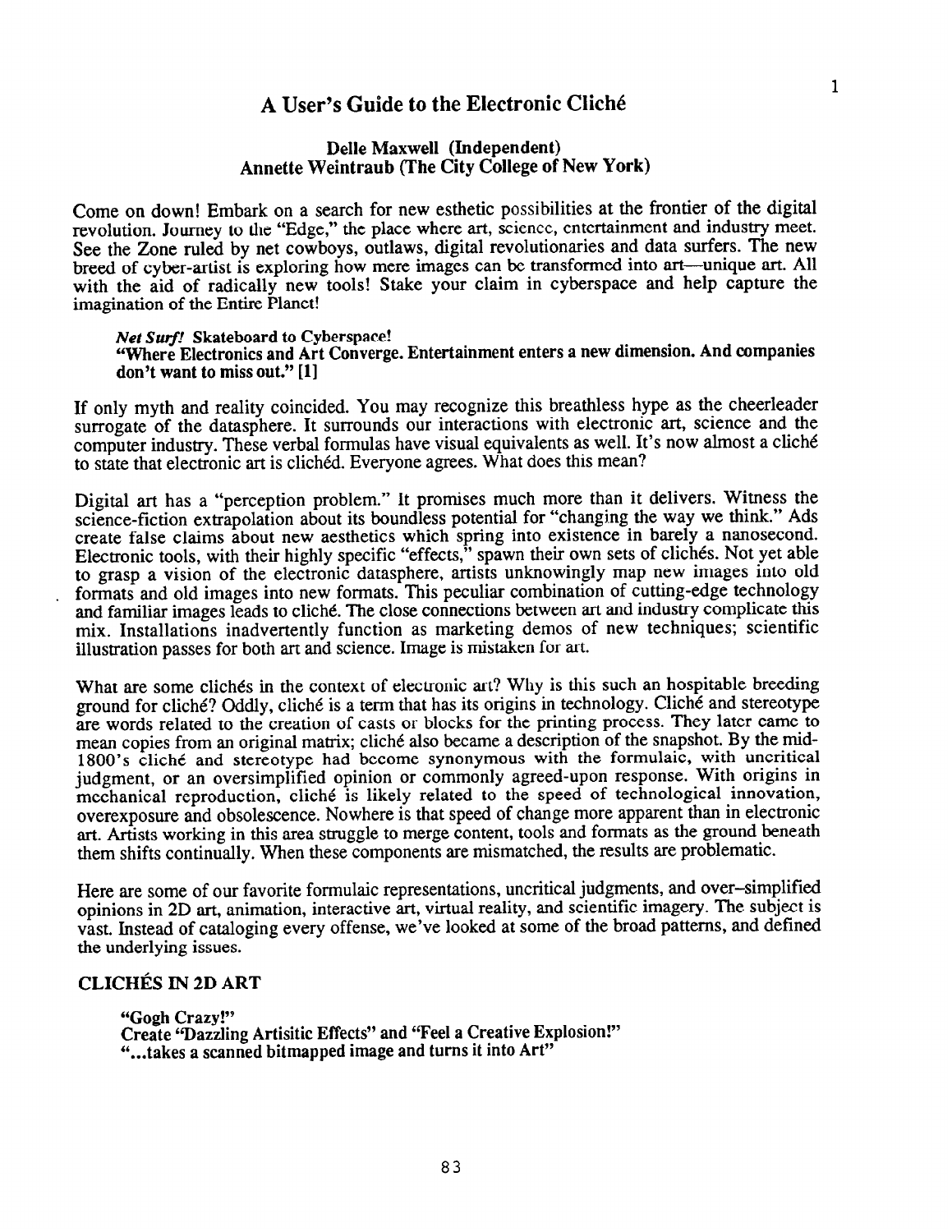# A User's Guide to the Electronic Cliché

**Delle Maxwell (Independent)**
**Annette Weintraub (The City College of New York)**

Come on down! Embark on a search for new esthetic possibilities at the frontier of the digital revolution. Journey to the "Edge," the place where art, science, entertainment and industry meet. See the Zone ruled by net cowboys, outlaws, digital revolutionaries and data surfers. The new breed of cyber-artist is exploring how mere images can be transformed into art—unique art. All with the aid of radically new tools! Stake your claim in cyberspace and help capture the imagination of the Entire Planet!

> ***Net Surf!*** **Skateboard to Cyberspace!**
> **"Where Electronics and Art Converge. Entertainment enters a new dimension. And companies don't want to miss out." [1]**

If only myth and reality coincided. You may recognize this breathless hype as the cheerleader surrogate of the datasphere. It surrounds our interactions with electronic art, science and the computer industry. These verbal formulas have visual equivalents as well. It's now almost a cliché to state that electronic art is clichéd. Everyone agrees. What does this mean?

Digital art has a "perception problem." It promises much more than it delivers. Witness the science-fiction extrapolation about its boundless potential for "changing the way we think." Ads create false claims about new aesthetics which spring into existence in barely a nanosecond. Electronic tools, with their highly specific "effects," spawn their own sets of clichés. Not yet able to grasp a vision of the electronic datasphere, artists unknowingly map new images into old formats and old images into new formats. This peculiar combination of cutting-edge technology and familiar images leads to cliché. The close connections between art and industry complicate this mix. Installations inadvertently function as marketing demos of new techniques; scientific illustration passes for both art and science. Image is mistaken for art.

What are some clichés in the context of electronic art? Why is this such a hospitable breeding ground for cliché? Oddly, cliché is a term that has its origins in technology. Cliché and stereotype are words related to the creation of casts or blocks for the printing process. They later came to mean copies from an original matrix; cliché also became a description of the snapshot. By the mid-1800's cliché and stereotype had become synonymous with the formulaic, with uncritical judgment, or an oversimplified opinion or commonly agreed-upon response. With origins in mechanical reproduction, cliché is likely related to the speed of technological innovation, overexposure and obsolescence. Nowhere is that speed of change more apparent than in electronic art. Artists working in this area struggle to merge content, tools and formats as the ground beneath them shifts continually. When these components are mismatched, the results are problematic.

Here are some of our favorite formulaic representations, uncritical judgments, and over-simplified opinions in 2D art, animation, interactive art, virtual reality, and scientific imagery. The subject is vast. Instead of cataloging every offense, we've looked at some of the broad patterns, and defined the underlying issues.

## CLICHÉS IN 2D ART

> **"Gogh Crazy!"**
> **Create "Dazzling Artisitic Effects" and "Feel a Creative Explosion!"**
> **"...takes a scanned bitmapped image and turns it into Art"**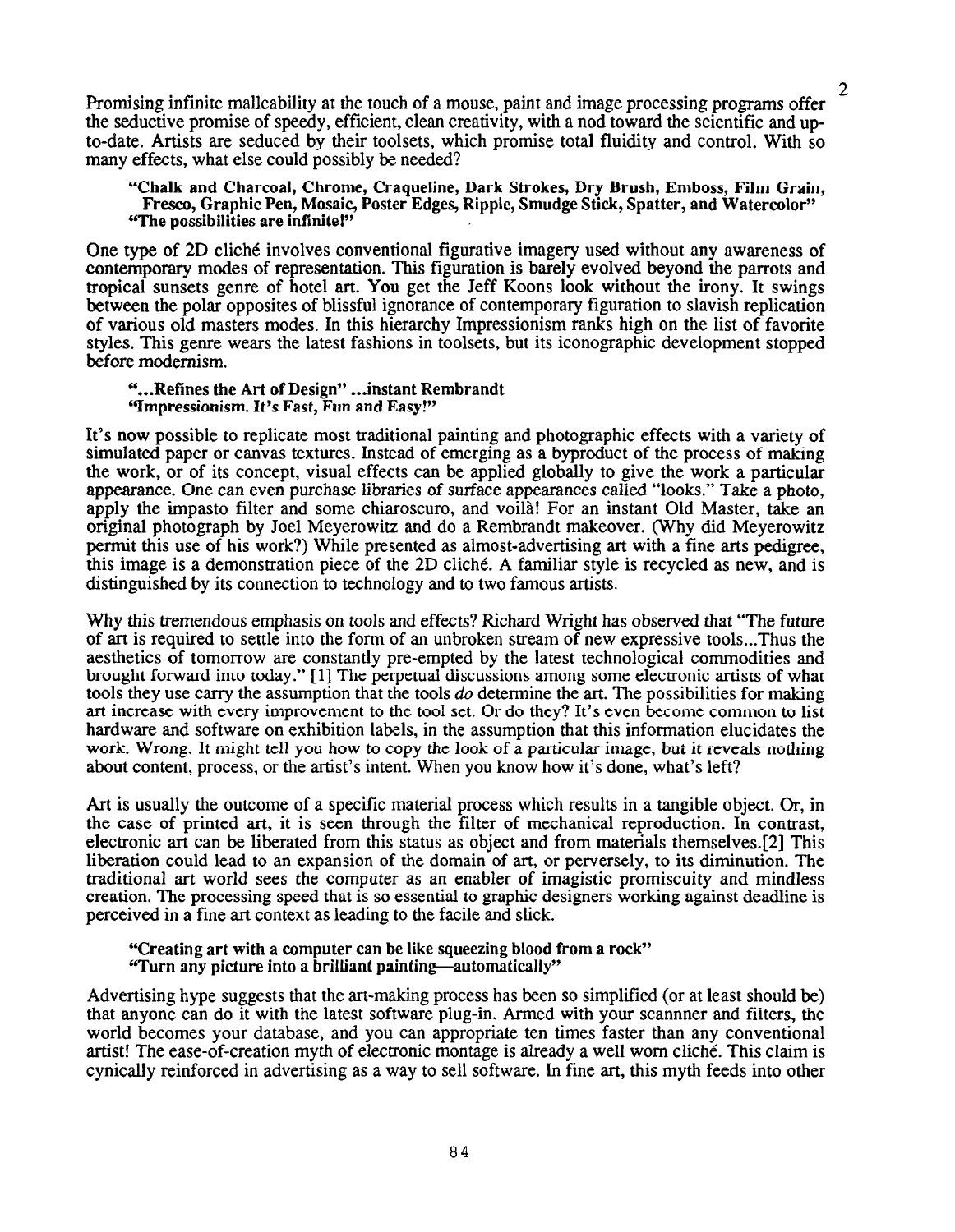Promising infinite malleability at the touch of a mouse, paint and image processing programs offer the seductive promise of speedy, efficient, clean creativity, with a nod toward the scientific and up-to-date. Artists are seduced by their toolsets, which promise total fluidity and control. With so many effects, what else could possibly be needed?

> **"Chalk and Charcoal, Chrome, Craqueline, Dark Strokes, Dry Brush, Emboss, Film Grain, Fresco, Graphic Pen, Mosaic, Poster Edges, Ripple, Smudge Stick, Spatter, and Watercolor"**
> **"The possibilities are infinite!"**

One type of 2D cliché involves conventional figurative imagery used without any awareness of contemporary modes of representation. This figuration is barely evolved beyond the parrots and tropical sunsets genre of hotel art. You get the Jeff Koons look without the irony. It swings between the polar opposites of blissful ignorance of contemporary figuration to slavish replication of various old masters modes. In this hierarchy Impressionism ranks high on the list of favorite styles. This genre wears the latest fashions in toolsets, but its iconographic development stopped before modernism.

> **"...Refines the Art of Design" ...instant Rembrandt**
> **"Impressionism. It's Fast, Fun and Easy!"**

It's now possible to replicate most traditional painting and photographic effects with a variety of simulated paper or canvas textures. Instead of emerging as a byproduct of the process of making the work, or of its concept, visual effects can be applied globally to give the work a particular appearance. One can even purchase libraries of surface appearances called "looks." Take a photo, apply the impasto filter and some chiaroscuro, and voilà! For an instant Old Master, take an original photograph by Joel Meyerowitz and do a Rembrandt makeover. (Why did Meyerowitz permit this use of his work?) While presented as almost-advertising art with a fine arts pedigree, this image is a demonstration piece of the 2D cliché. A familiar style is recycled as new, and is distinguished by its connection to technology and to two famous artists.

Why this tremendous emphasis on tools and effects? Richard Wright has observed that "The future of art is required to settle into the form of an unbroken stream of new expressive tools...Thus the aesthetics of tomorrow are constantly pre-empted by the latest technological commodities and brought forward into today." [1] The perpetual discussions among some electronic artists of what tools they use carry the assumption that the tools *do* determine the art. The possibilities for making art increase with every improvement to the tool set. Or do they? It's even become common to list hardware and software on exhibition labels, in the assumption that this information elucidates the work. Wrong. It might tell you how to copy the look of a particular image, but it reveals nothing about content, process, or the artist's intent. When you know how it's done, what's left?

Art is usually the outcome of a specific material process which results in a tangible object. Or, in the case of printed art, it is seen through the filter of mechanical reproduction. In contrast, electronic art can be liberated from this status as object and from materials themselves.[2] This liberation could lead to an expansion of the domain of art, or perversely, to its diminution. The traditional art world sees the computer as an enabler of imagistic promiscuity and mindless creation. The processing speed that is so essential to graphic designers working against deadline is perceived in a fine art context as leading to the facile and slick.

> **"Creating art with a computer can be like squeezing blood from a rock"**
> **"Turn any picture into a brilliant painting—automatically"**

Advertising hype suggests that the art-making process has been so simplified (or at least should be) that anyone can do it with the latest software plug-in. Armed with your scannner and filters, the world becomes your database, and you can appropriate ten times faster than any conventional artist! The ease-of-creation myth of electronic montage is already a well worn cliché. This claim is cynically reinforced in advertising as a way to sell software. In fine art, this myth feeds into other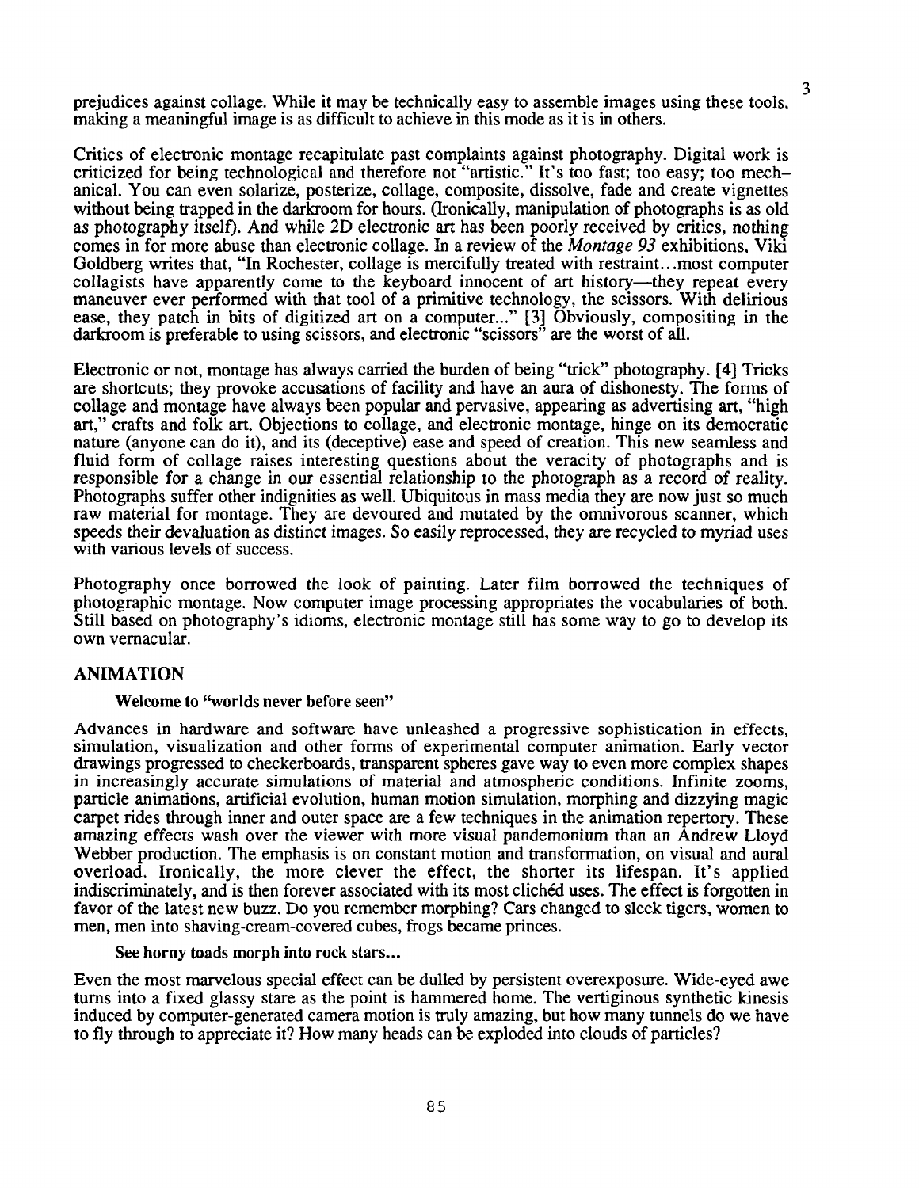prejudices against collage. While it may be technically easy to assemble images using these tools, making a meaningful image is as difficult to achieve in this mode as it is in others.

Critics of electronic montage recapitulate past complaints against photography. Digital work is criticized for being technological and therefore not "artistic." It's too fast; too easy; too mechanical. You can even solarize, posterize, collage, composite, dissolve, fade and create vignettes without being trapped in the darkroom for hours. (Ironically, manipulation of photographs is as old as photography itself). And while 2D electronic art has been poorly received by critics, nothing comes in for more abuse than electronic collage. In a review of the *Montage 93* exhibitions, Viki Goldberg writes that, "In Rochester, collage is mercifully treated with restraint...most computer collagists have apparently come to the keyboard innocent of art history—they repeat every maneuver ever performed with that tool of a primitive technology, the scissors. With delirious ease, they patch in bits of digitized art on a computer..." [3] Obviously, compositing in the darkroom is preferable to using scissors, and electronic "scissors" are the worst of all.

Electronic or not, montage has always carried the burden of being "trick" photography. [4] Tricks are shortcuts; they provoke accusations of facility and have an aura of dishonesty. The forms of collage and montage have always been popular and pervasive, appearing as advertising art, "high art," crafts and folk art. Objections to collage, and electronic montage, hinge on its democratic nature (anyone can do it), and its (deceptive) ease and speed of creation. This new seamless and fluid form of collage raises interesting questions about the veracity of photographs and is responsible for a change in our essential relationship to the photograph as a record of reality. Photographs suffer other indignities as well. Ubiquitous in mass media they are now just so much raw material for montage. They are devoured and mutated by the omnivorous scanner, which speeds their devaluation as distinct images. So easily reprocessed, they are recycled to myriad uses with various levels of success.

Photography once borrowed the look of painting. Later film borrowed the techniques of photographic montage. Now computer image processing appropriates the vocabularies of both. Still based on photography's idioms, electronic montage still has some way to go to develop its own vernacular.

## ANIMATION

### Welcome to "worlds never before seen"

Advances in hardware and software have unleashed a progressive sophistication in effects, simulation, visualization and other forms of experimental computer animation. Early vector drawings progressed to checkerboards, transparent spheres gave way to even more complex shapes in increasingly accurate simulations of material and atmospheric conditions. Infinite zooms, particle animations, artificial evolution, human motion simulation, morphing and dizzying magic carpet rides through inner and outer space are a few techniques in the animation repertory. These amazing effects wash over the viewer with more visual pandemonium than an Andrew Lloyd Webber production. The emphasis is on constant motion and transformation, on visual and aural overload. Ironically, the more clever the effect, the shorter its lifespan. It's applied indiscriminately, and is then forever associated with its most clichéd uses. The effect is forgotten in favor of the latest new buzz. Do you remember morphing? Cars changed to sleek tigers, women to men, men into shaving-cream-covered cubes, frogs became princes.

### See horny toads morph into rock stars...

Even the most marvelous special effect can be dulled by persistent overexposure. Wide-eyed awe turns into a fixed glassy stare as the point is hammered home. The vertiginous synthetic kinesis induced by computer-generated camera motion is truly amazing, but how many tunnels do we have to fly through to appreciate it? How many heads can be exploded into clouds of particles?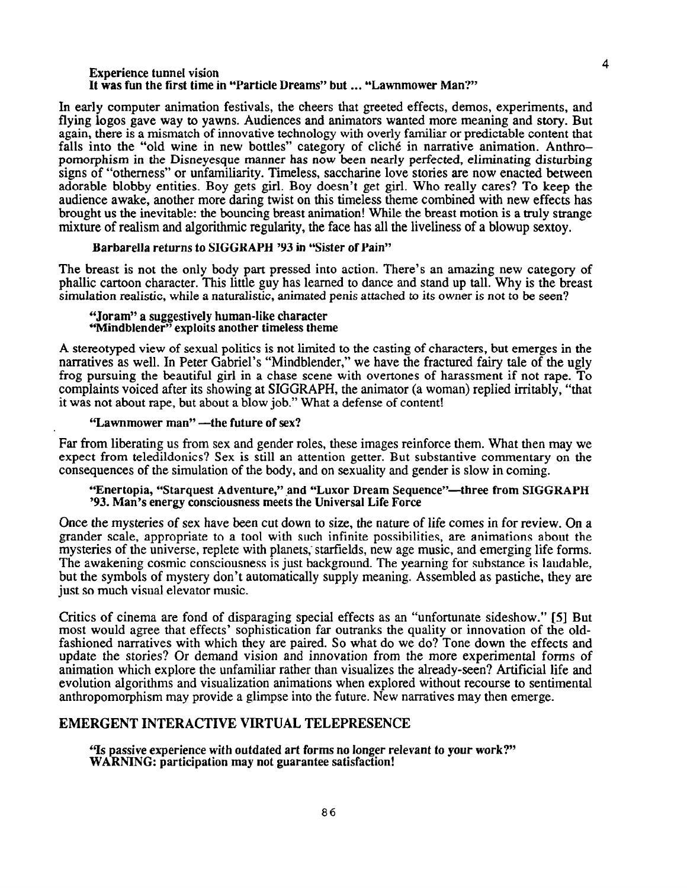**Experience tunnel vision**
**It was fun the first time in "Particle Dreams" but ... "Lawnmower Man?"**

In early computer animation festivals, the cheers that greeted effects, demos, experiments, and flying logos gave way to yawns. Audiences and animators wanted more meaning and story. But again, there is a mismatch of innovative technology with overly familiar or predictable content that falls into the "old wine in new bottles" category of cliché in narrative animation. Anthropomorphism in the Disneyesque manner has now been nearly perfected, eliminating disturbing signs of "otherness" or unfamiliarity. Timeless, saccharine love stories are now enacted between adorable blobby entities. Boy gets girl. Boy doesn't get girl. Who really cares? To keep the audience awake, another more daring twist on this timeless theme combined with new effects has brought us the inevitable: the bouncing breast animation! While the breast motion is a truly strange mixture of realism and algorithmic regularity, the face has all the liveliness of a blowup sextoy.

**Barbarella returns to SIGGRAPH '93 in "Sister of Pain"**

The breast is not the only body part pressed into action. There's an amazing new category of phallic cartoon character. This little guy has learned to dance and stand up tall. Why is the breast simulation realistic, while a naturalistic, animated penis attached to its owner is not to be seen?

**"Joram" a suggestively human-like character**
**"Mindblender" exploits another timeless theme**

A stereotyped view of sexual politics is not limited to the casting of characters, but emerges in the narratives as well. In Peter Gabriel's "Mindblender," we have the fractured fairy tale of the ugly frog pursuing the beautiful girl in a chase scene with overtones of harassment if not rape. To complaints voiced after its showing at SIGGRAPH, the animator (a woman) replied irritably, "that it was not about rape, but about a blow job." What a defense of content!

**"Lawnmower man" —the future of sex?**

Far from liberating us from sex and gender roles, these images reinforce them. What then may we expect from teledildonics? Sex is still an attention getter. But substantive commentary on the consequences of the simulation of the body, and on sexuality and gender is slow in coming.

**"Enertopia, "Starquest Adventure," and "Luxor Dream Sequence"—three from SIGGRAPH '93. Man's energy consciousness meets the Universal Life Force**

Once the mysteries of sex have been cut down to size, the nature of life comes in for review. On a grander scale, appropriate to a tool with such infinite possibilities, are animations about the mysteries of the universe, replete with planets, starfields, new age music, and emerging life forms. The awakening cosmic consciousness is just background. The yearning for substance is laudable, but the symbols of mystery don't automatically supply meaning. Assembled as pastiche, they are just so much visual elevator music.

Critics of cinema are fond of disparaging special effects as an "unfortunate sideshow." [5] But most would agree that effects' sophistication far outranks the quality or innovation of the old-fashioned narratives with which they are paired. So what do we do? Tone down the effects and update the stories? Or demand vision and innovation from the more experimental forms of animation which explore the unfamiliar rather than visualizes the already-seen? Artificial life and evolution algorithms and visualization animations when explored without recourse to sentimental anthropomorphism may provide a glimpse into the future. New narratives may then emerge.

## EMERGENT INTERACTIVE VIRTUAL TELEPRESENCE

**"Is passive experience with outdated art forms no longer relevant to your work?"**
**WARNING: participation may not guarantee satisfaction!**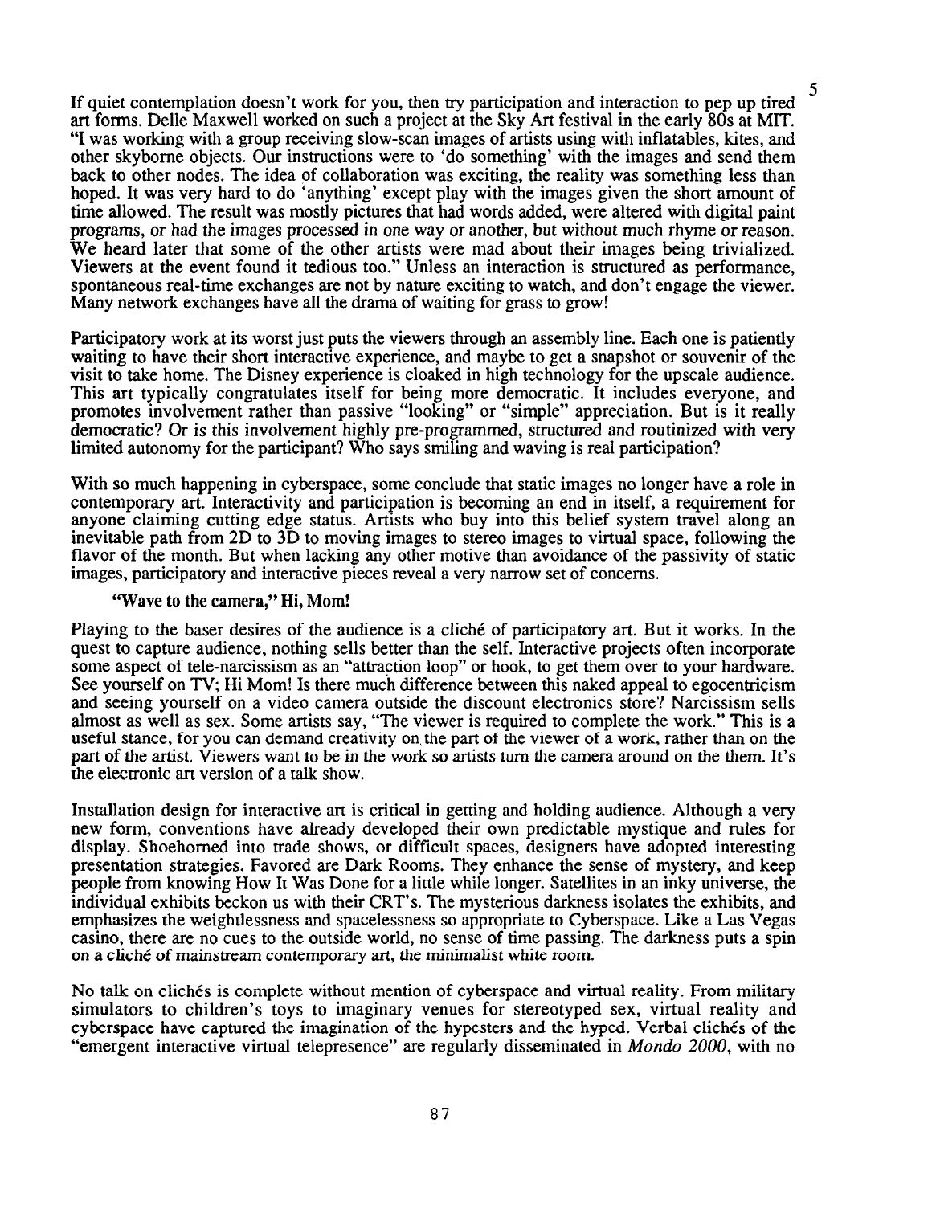If quiet contemplation doesn't work for you, then try participation and interaction to pep up tired art forms. Delle Maxwell worked on such a project at the Sky Art festival in the early 80s at MIT. "I was working with a group receiving slow-scan images of artists using with inflatables, kites, and other skyborne objects. Our instructions were to 'do something' with the images and send them back to other nodes. The idea of collaboration was exciting, the reality was something less than hoped. It was very hard to do 'anything' except play with the images given the short amount of time allowed. The result was mostly pictures that had words added, were altered with digital paint programs, or had the images processed in one way or another, but without much rhyme or reason. We heard later that some of the other artists were mad about their images being trivialized. Viewers at the event found it tedious too." Unless an interaction is structured as performance, spontaneous real-time exchanges are not by nature exciting to watch, and don't engage the viewer. Many network exchanges have all the drama of waiting for grass to grow!

Participatory work at its worst just puts the viewers through an assembly line. Each one is patiently waiting to have their short interactive experience, and maybe to get a snapshot or souvenir of the visit to take home. The Disney experience is cloaked in high technology for the upscale audience. This art typically congratulates itself for being more democratic. It includes everyone, and promotes involvement rather than passive "looking" or "simple" appreciation. But is it really democratic? Or is this involvement highly pre-programmed, structured and routinized with very limited autonomy for the participant? Who says smiling and waving is real participation?

With so much happening in cyberspace, some conclude that static images no longer have a role in contemporary art. Interactivity and participation is becoming an end in itself, a requirement for anyone claiming cutting edge status. Artists who buy into this belief system travel along an inevitable path from 2D to 3D to moving images to stereo images to virtual space, following the flavor of the month. But when lacking any other motive than avoidance of the passivity of static images, participatory and interactive pieces reveal a very narrow set of concerns.

**"Wave to the camera," Hi, Mom!**

Playing to the baser desires of the audience is a cliché of participatory art. But it works. In the quest to capture audience, nothing sells better than the self. Interactive projects often incorporate some aspect of tele-narcissism as an "attraction loop" or hook, to get them over to your hardware. See yourself on TV; Hi Mom! Is there much difference between this naked appeal to egocentricism and seeing yourself on a video camera outside the discount electronics store? Narcissism sells almost as well as sex. Some artists say, "The viewer is required to complete the work." This is a useful stance, for you can demand creativity on the part of the viewer of a work, rather than on the part of the artist. Viewers want to be in the work so artists turn the camera around on the them. It's the electronic art version of a talk show.

Installation design for interactive art is critical in getting and holding audience. Although a very new form, conventions have already developed their own predictable mystique and rules for display. Shoehorned into trade shows, or difficult spaces, designers have adopted interesting presentation strategies. Favored are Dark Rooms. They enhance the sense of mystery, and keep people from knowing How It Was Done for a little while longer. Satellites in an inky universe, the individual exhibits beckon us with their CRT's. The mysterious darkness isolates the exhibits, and emphasizes the weightlessness and spacelessness so appropriate to Cyberspace. Like a Las Vegas casino, there are no cues to the outside world, no sense of time passing. The darkness puts a spin on a cliché of mainstream contemporary art, the minimalist white room.

No talk on clichés is complete without mention of cyberspace and virtual reality. From military simulators to children's toys to imaginary venues for stereotyped sex, virtual reality and cyberspace have captured the imagination of the hypesters and the hyped. Verbal clichés of the "emergent interactive virtual telepresence" are regularly disseminated in *Mondo 2000*, with no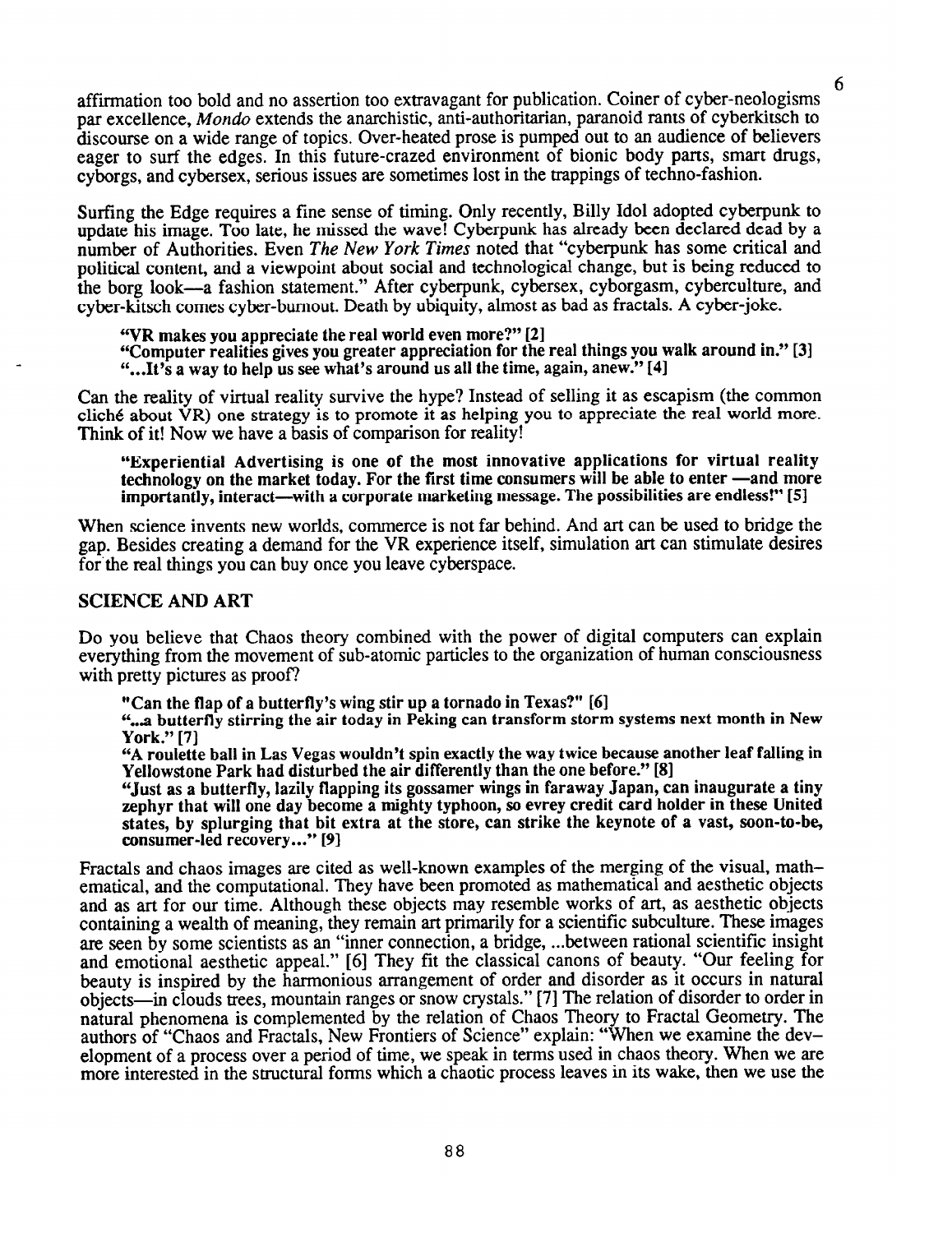affirmation too bold and no assertion too extravagant for publication. Coiner of cyber-neologisms par excellence, *Mondo* extends the anarchistic, anti-authoritarian, paranoid rants of cyberkitsch to discourse on a wide range of topics. Over-heated prose is pumped out to an audience of believers eager to surf the edges. In this future-crazed environment of bionic body parts, smart drugs, cyborgs, and cybersex, serious issues are sometimes lost in the trappings of techno-fashion.

Surfing the Edge requires a fine sense of timing. Only recently, Billy Idol adopted cyberpunk to update his image. Too late, he missed the wave! Cyberpunk has already been declared dead by a number of Authorities. Even *The New York Times* noted that "cyberpunk has some critical and political content, and a viewpoint about social and technological change, but is being reduced to the borg look—a fashion statement." After cyberpunk, cybersex, cyborgasm, cyberculture, and cyber-kitsch comes cyber-burnout. Death by ubiquity, almost as bad as fractals. A cyber-joke.

> **"VR makes you appreciate the real world even more?" [2]**
> **"Computer realities gives you greater appreciation for the real things you walk around in." [3]**
> **"...It's a way to help us see what's around us all the time, again, anew." [4]**

Can the reality of virtual reality survive the hype? Instead of selling it as escapism (the common cliché about VR) one strategy is to promote it as helping you to appreciate the real world more. Think of it! Now we have a basis of comparison for reality!

> **"Experiential Advertising is one of the most innovative applications for virtual reality technology on the market today. For the first time consumers will be able to enter —and more importantly, interact—with a corporate marketing message. The possibilities are endless!" [5]**

When science invents new worlds, commerce is not far behind. And art can be used to bridge the gap. Besides creating a demand for the VR experience itself, simulation art can stimulate desires for the real things you can buy once you leave cyberspace.

## SCIENCE AND ART

Do you believe that Chaos theory combined with the power of digital computers can explain everything from the movement of sub-atomic particles to the organization of human consciousness with pretty pictures as proof?

> **"Can the flap of a butterfly's wing stir up a tornado in Texas?" [6]**
> **"...a butterfly stirring the air today in Peking can transform storm systems next month in New York." [7]**
> **"A roulette ball in Las Vegas wouldn't spin exactly the way twice because another leaf falling in Yellowstone Park had disturbed the air differently than the one before." [8]**
> **"Just as a butterfly, lazily flapping its gossamer wings in faraway Japan, can inaugurate a tiny zephyr that will one day become a mighty typhoon, so evrey credit card holder in these United states, by splurging that bit extra at the store, can strike the keynote of a vast, soon-to-be, consumer-led recovery..." [9]**

Fractals and chaos images are cited as well-known examples of the merging of the visual, mathematical, and the computational. They have been promoted as mathematical and aesthetic objects and as art for our time. Although these objects may resemble works of art, as aesthetic objects containing a wealth of meaning, they remain art primarily for a scientific subculture. These images are seen by some scientists as an "inner connection, a bridge, ...between rational scientific insight and emotional aesthetic appeal." [6] They fit the classical canons of beauty. "Our feeling for beauty is inspired by the harmonious arrangement of order and disorder as it occurs in natural objects—in clouds trees, mountain ranges or snow crystals." [7] The relation of disorder to order in natural phenomena is complemented by the relation of Chaos Theory to Fractal Geometry. The authors of "Chaos and Fractals, New Frontiers of Science" explain: "When we examine the development of a process over a period of time, we speak in terms used in chaos theory. When we are more interested in the structural forms which a chaotic process leaves in its wake, then we use the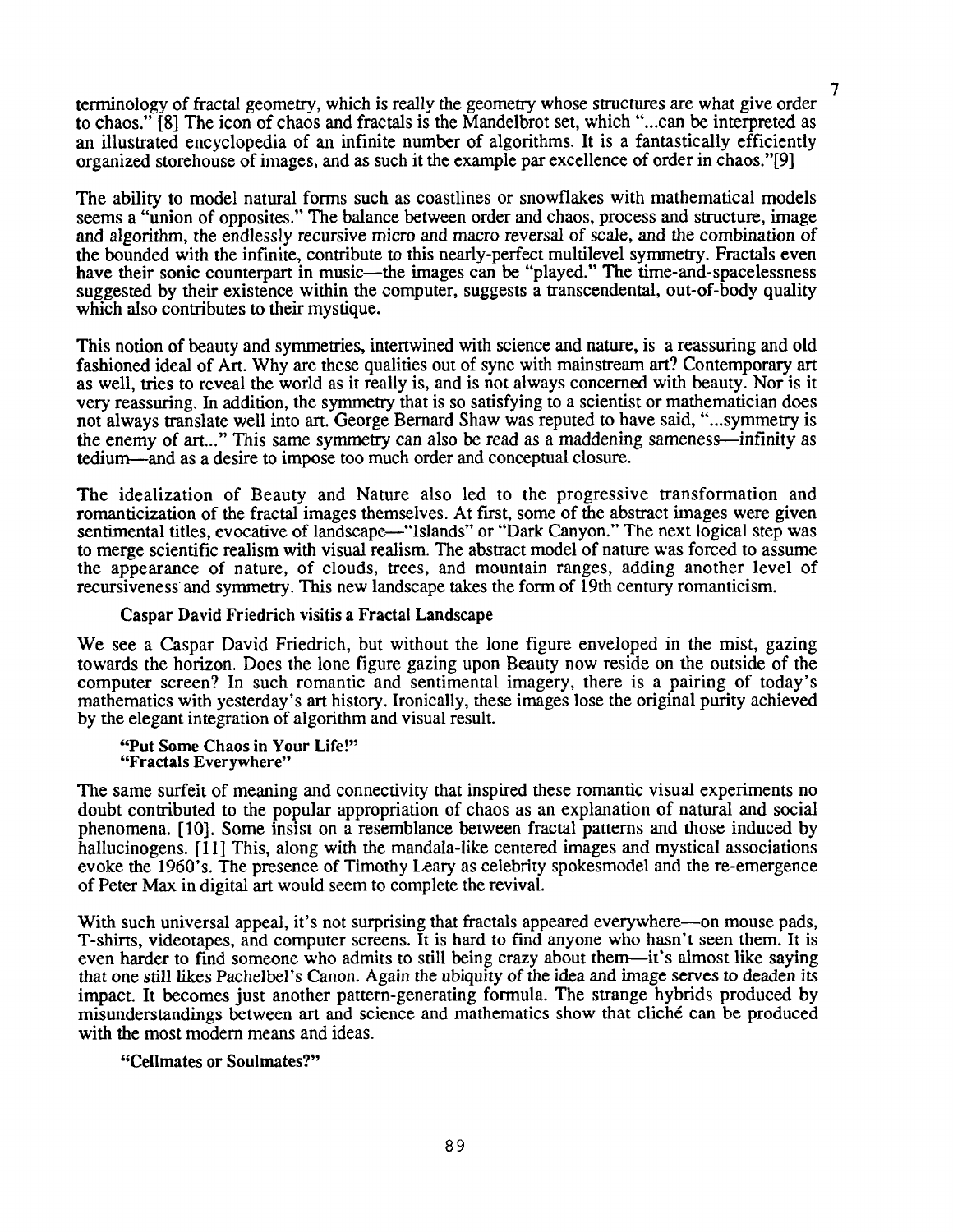terminology of fractal geometry, which is really the geometry whose structures are what give order to chaos." [8] The icon of chaos and fractals is the Mandelbrot set, which "...can be interpreted as an illustrated encyclopedia of an infinite number of algorithms. It is a fantastically efficiently organized storehouse of images, and as such it the example par excellence of order in chaos."[9]

The ability to model natural forms such as coastlines or snowflakes with mathematical models seems a "union of opposites." The balance between order and chaos, process and structure, image and algorithm, the endlessly recursive micro and macro reversal of scale, and the combination of the bounded with the infinite, contribute to this nearly-perfect multilevel symmetry. Fractals even have their sonic counterpart in music—the images can be "played." The time-and-spacelessness suggested by their existence within the computer, suggests a transcendental, out-of-body quality which also contributes to their mystique.

This notion of beauty and symmetries, intertwined with science and nature, is a reassuring and old fashioned ideal of Art. Why are these qualities out of sync with mainstream art? Contemporary art as well, tries to reveal the world as it really is, and is not always concerned with beauty. Nor is it very reassuring. In addition, the symmetry that is so satisfying to a scientist or mathematician does not always translate well into art. George Bernard Shaw was reputed to have said, "...symmetry is the enemy of art..." This same symmetry can also be read as a maddening sameness—infinity as tedium—and as a desire to impose too much order and conceptual closure.

The idealization of Beauty and Nature also led to the progressive transformation and romanticization of the fractal images themselves. At first, some of the abstract images were given sentimental titles, evocative of landscape—"Islands" or "Dark Canyon." The next logical step was to merge scientific realism with visual realism. The abstract model of nature was forced to assume the appearance of nature, of clouds, trees, and mountain ranges, adding another level of recursiveness and symmetry. This new landscape takes the form of 19th century romanticism.

**Caspar David Friedrich visitis a Fractal Landscape**

We see a Caspar David Friedrich, but without the lone figure enveloped in the mist, gazing towards the horizon. Does the lone figure gazing upon Beauty now reside on the outside of the computer screen? In such romantic and sentimental imagery, there is a pairing of today's mathematics with yesterday's art history. Ironically, these images lose the original purity achieved by the elegant integration of algorithm and visual result.

**"Put Some Chaos in Your Life!"**
**"Fractals Everywhere"**

The same surfeit of meaning and connectivity that inspired these romantic visual experiments no doubt contributed to the popular appropriation of chaos as an explanation of natural and social phenomena. [10]. Some insist on a resemblance between fractal patterns and those induced by hallucinogens. [11] This, along with the mandala-like centered images and mystical associations evoke the 1960's. The presence of Timothy Leary as celebrity spokesmodel and the re-emergence of Peter Max in digital art would seem to complete the revival.

With such universal appeal, it's not surprising that fractals appeared everywhere—on mouse pads, T-shirts, videotapes, and computer screens. It is hard to find anyone who hasn't seen them. It is even harder to find someone who admits to still being crazy about them—it's almost like saying that one still likes Pachelbel's Canon. Again the ubiquity of the idea and image serves to deaden its impact. It becomes just another pattern-generating formula. The strange hybrids produced by misunderstandings between art and science and mathematics show that cliché can be produced with the most modern means and ideas.

**"Cellmates or Soulmates?"**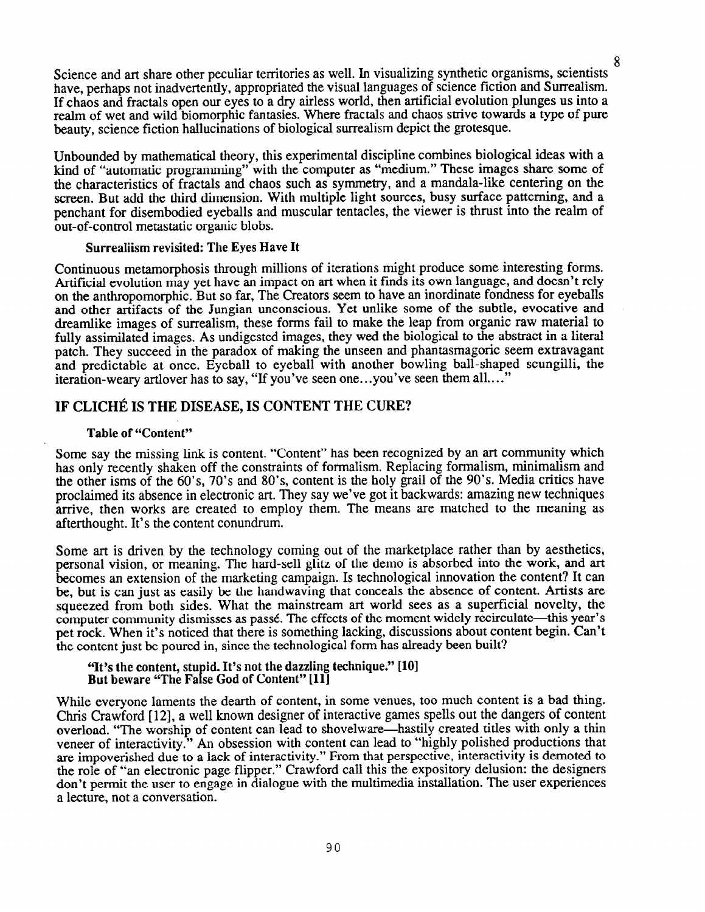Science and art share other peculiar territories as well. In visualizing synthetic organisms, scientists have, perhaps not inadvertently, appropriated the visual languages of science fiction and Surrealism. If chaos and fractals open our eyes to a dry airless world, then artificial evolution plunges us into a realm of wet and wild biomorphic fantasies. Where fractals and chaos strive towards a type of pure beauty, science fiction hallucinations of biological surrealism depict the grotesque.

Unbounded by mathematical theory, this experimental discipline combines biological ideas with a kind of "automatic programming" with the computer as "medium." These images share some of the characteristics of fractals and chaos such as symmetry, and a mandala-like centering on the screen. But add the third dimension. With multiple light sources, busy surface patterning, and a penchant for disembodied eyeballs and muscular tentacles, the viewer is thrust into the realm of out-of-control metastatic organic blobs.

### Surrealiism revisited: The Eyes Have It

Continuous metamorphosis through millions of iterations might produce some interesting forms. Artificial evolution may yet have an impact on art when it finds its own language, and doesn't rely on the anthropomorphic. But so far, The Creators seem to have an inordinate fondness for eyeballs and other artifacts of the Jungian unconscious. Yet unlike some of the subtle, evocative and dreamlike images of surrealism, these forms fail to make the leap from organic raw material to fully assimilated images. As undigested images, they wed the biological to the abstract in a literal patch. They succeed in the paradox of making the unseen and phantasmagoric seem extravagant and predictable at once. Eyeball to eyeball with another bowling ball-shaped scungilli, the iteration-weary artlover has to say, "If you've seen one...you've seen them all...."

## IF CLICHÉ IS THE DISEASE, IS CONTENT THE CURE?

### Table of "Content"

Some say the missing link is content. "Content" has been recognized by an art community which has only recently shaken off the constraints of formalism. Replacing formalism, minimalism and the other isms of the 60's, 70's and 80's, content is the holy grail of the 90's. Media critics have proclaimed its absence in electronic art. They say we've got it backwards: amazing new techniques arrive, then works are created to employ them. The means are matched to the meaning as afterthought. It's the content conundrum.

Some art is driven by the technology coming out of the marketplace rather than by aesthetics, personal vision, or meaning. The hard-sell glitz of the demo is absorbed into the work, and art becomes an extension of the marketing campaign. Is technological innovation the content? It can be, but is can just as easily be the handwaving that conceals the absence of content. Artists are squeezed from both sides. What the mainstream art world sees as a superficial novelty, the computer community dismisses as passé. The effects of the moment widely recirculate—this year's pet rock. When it's noticed that there is something lacking, discussions about content begin. Can't the content just be poured in, since the technological form has already been built?

### "It's the content, stupid. It's not the dazzling technique." [10] But beware "The False God of Content" [11]

While everyone laments the dearth of content, in some venues, too much content is a bad thing. Chris Crawford [12], a well known designer of interactive games spells out the dangers of content overload. "The worship of content can lead to shovelware—hastily created titles with only a thin veneer of interactivity." An obsession with content can lead to "highly polished productions that are impoverished due to a lack of interactivity." From that perspective, interactivity is demoted to the role of "an electronic page flipper." Crawford call this the expository delusion: the designers don't permit the user to engage in dialogue with the multimedia installation. The user experiences a lecture, not a conversation.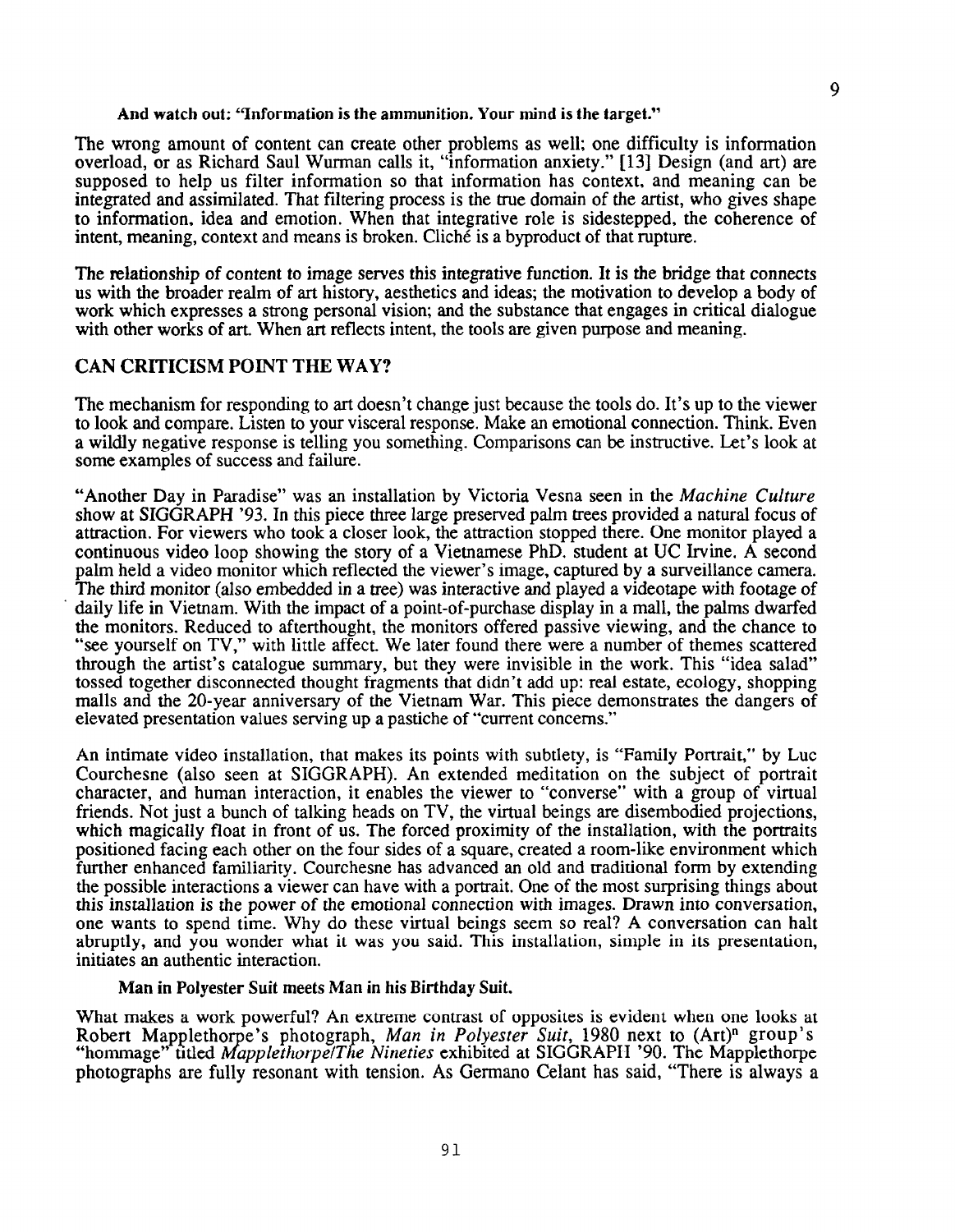**And watch out: "Information is the ammunition. Your mind is the target."**

The wrong amount of content can create other problems as well; one difficulty is information overload, or as Richard Saul Wurman calls it, "information anxiety." [13] Design (and art) are supposed to help us filter information so that information has context, and meaning can be integrated and assimilated. That filtering process is the true domain of the artist, who gives shape to information, idea and emotion. When that integrative role is sidestepped, the coherence of intent, meaning, context and means is broken. Cliché is a byproduct of that rupture.

The relationship of content to image serves this integrative function. It is the bridge that connects us with the broader realm of art history, aesthetics and ideas; the motivation to develop a body of work which expresses a strong personal vision; and the substance that engages in critical dialogue with other works of art. When art reflects intent, the tools are given purpose and meaning.

## CAN CRITICISM POINT THE WAY?

The mechanism for responding to art doesn't change just because the tools do. It's up to the viewer to look and compare. Listen to your visceral response. Make an emotional connection. Think. Even a wildly negative response is telling you something. Comparisons can be instructive. Let's look at some examples of success and failure.

"Another Day in Paradise" was an installation by Victoria Vesna seen in the *Machine Culture* show at SIGGRAPH '93. In this piece three large preserved palm trees provided a natural focus of attraction. For viewers who took a closer look, the attraction stopped there. One monitor played a continuous video loop showing the story of a Vietnamese PhD. student at UC Irvine. A second palm held a video monitor which reflected the viewer's image, captured by a surveillance camera. The third monitor (also embedded in a tree) was interactive and played a videotape with footage of daily life in Vietnam. With the impact of a point-of-purchase display in a mall, the palms dwarfed the monitors. Reduced to afterthought, the monitors offered passive viewing, and the chance to "see yourself on TV," with little affect. We later found there were a number of themes scattered through the artist's catalogue summary, but they were invisible in the work. This "idea salad" tossed together disconnected thought fragments that didn't add up: real estate, ecology, shopping malls and the 20-year anniversary of the Vietnam War. This piece demonstrates the dangers of elevated presentation values serving up a pastiche of "current concerns."

An intimate video installation, that makes its points with subtlety, is "Family Portrait," by Luc Courchesne (also seen at SIGGRAPH). An extended meditation on the subject of portrait character, and human interaction, it enables the viewer to "converse" with a group of virtual friends. Not just a bunch of talking heads on TV, the virtual beings are disembodied projections, which magically float in front of us. The forced proximity of the installation, with the portraits positioned facing each other on the four sides of a square, created a room-like environment which further enhanced familiarity. Courchesne has advanced an old and traditional form by extending the possible interactions a viewer can have with a portrait. One of the most surprising things about this installation is the power of the emotional connection with images. Drawn into conversation, one wants to spend time. Why do these virtual beings seem so real? A conversation can halt abruptly, and you wonder what it was you said. This installation, simple in its presentation, initiates an authentic interaction.

**Man in Polyester Suit meets Man in his Birthday Suit.**

What makes a work powerful? An extreme contrast of opposites is evident when one looks at Robert Mapplethorpe's photograph, *Man in Polyester Suit*, 1980 next to $(\text{Art})^n$ group's "hommage" titled *Mapplethorpe/The Nineties* exhibited at SIGGRAPH '90. The Mapplethorpe photographs are fully resonant with tension. As Germano Celant has said, "There is always a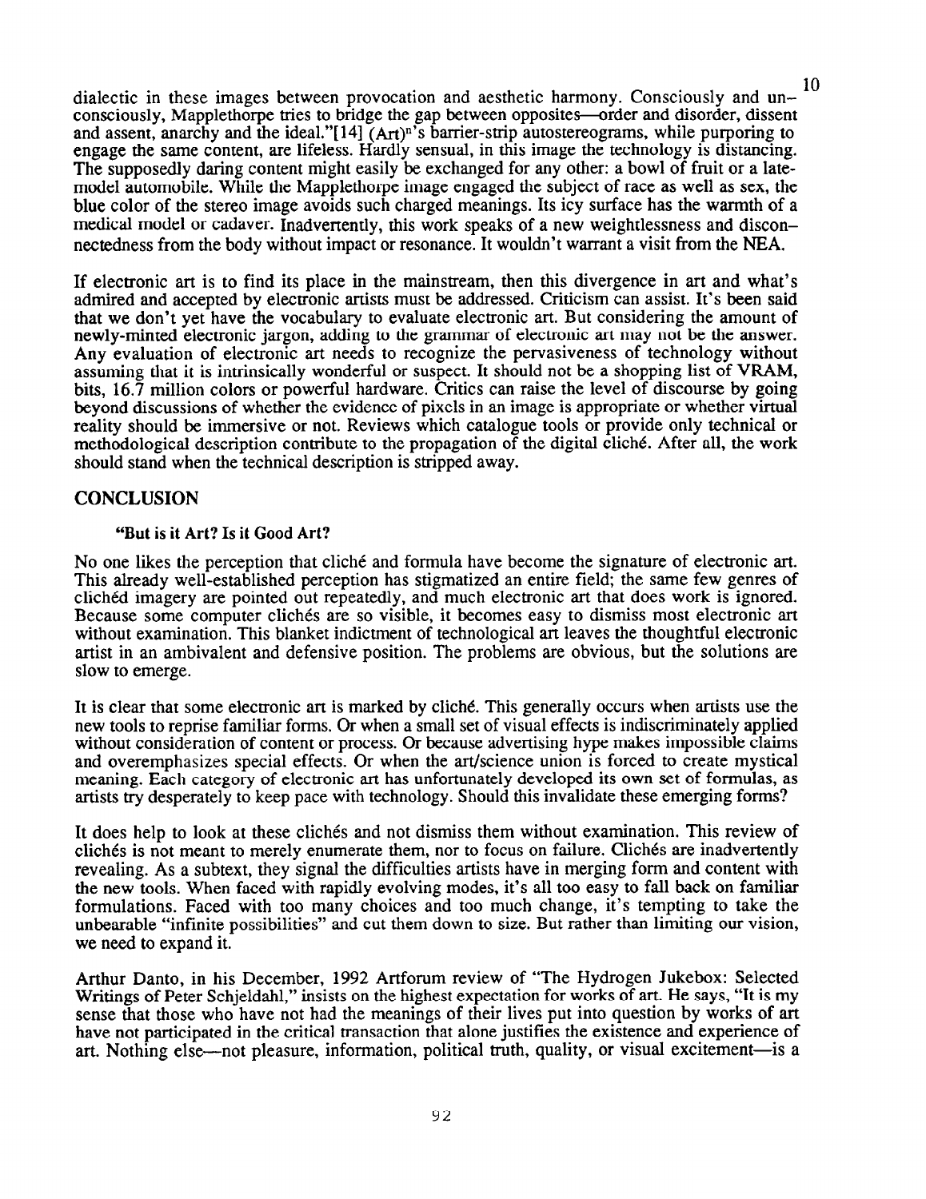dialectic in these images between provocation and aesthetic harmony. Consciously and unconsciously, Mapplethorpe tries to bridge the gap between opposites—order and disorder, dissent and assent, anarchy and the ideal."[14] $(Art)^n$'s barrier-strip autostereograms, while purporing to engage the same content, are lifeless. Hardly sensual, in this image the technology is distancing. The supposedly daring content might easily be exchanged for any other: a bowl of fruit or a late-model automobile. While the Mapplethorpe image engaged the subject of race as well as sex, the blue color of the stereo image avoids such charged meanings. Its icy surface has the warmth of a medical model or cadaver. Inadvertently, this work speaks of a new weightlessness and disconnectedness from the body without impact or resonance. It wouldn't warrant a visit from the NEA.

If electronic art is to find its place in the mainstream, then this divergence in art and what's admired and accepted by electronic artists must be addressed. Criticism can assist. It's been said that we don't yet have the vocabulary to evaluate electronic art. But considering the amount of newly-minted electronic jargon, adding to the grammar of electronic art may not be the answer. Any evaluation of electronic art needs to recognize the pervasiveness of technology without assuming that it is intrinsically wonderful or suspect. It should not be a shopping list of VRAM, bits, 16.7 million colors or powerful hardware. Critics can raise the level of discourse by going beyond discussions of whether the evidence of pixels in an image is appropriate or whether virtual reality should be immersive or not. Reviews which catalogue tools or provide only technical or methodological description contribute to the propagation of the digital cliché. After all, the work should stand when the technical description is stripped away.

## CONCLUSION

#### "But is it Art? Is it Good Art?

No one likes the perception that cliché and formula have become the signature of electronic art. This already well-established perception has stigmatized an entire field; the same few genres of clichéd imagery are pointed out repeatedly, and much electronic art that does work is ignored. Because some computer clichés are so visible, it becomes easy to dismiss most electronic art without examination. This blanket indictment of technological art leaves the thoughtful electronic artist in an ambivalent and defensive position. The problems are obvious, but the solutions are slow to emerge.

It is clear that some electronic art is marked by cliché. This generally occurs when artists use the new tools to reprise familiar forms. Or when a small set of visual effects is indiscriminately applied without consideration of content or process. Or because advertising hype makes impossible claims and overemphasizes special effects. Or when the art/science union is forced to create mystical meaning. Each category of electronic art has unfortunately developed its own set of formulas, as artists try desperately to keep pace with technology. Should this invalidate these emerging forms?

It does help to look at these clichés and not dismiss them without examination. This review of clichés is not meant to merely enumerate them, nor to focus on failure. Clichés are inadvertently revealing. As a subtext, they signal the difficulties artists have in merging form and content with the new tools. When faced with rapidly evolving modes, it's all too easy to fall back on familiar formulations. Faced with too many choices and too much change, it's tempting to take the unbearable "infinite possibilities" and cut them down to size. But rather than limiting our vision, we need to expand it.

Arthur Danto, in his December, 1992 Artforum review of "The Hydrogen Jukebox: Selected Writings of Peter Schjeldahl," insists on the highest expectation for works of art. He says, "It is my sense that those who have not had the meanings of their lives put into question by works of art have not participated in the critical transaction that alone justifies the existence and experience of art. Nothing else—not pleasure, information, political truth, quality, or visual excitement—is a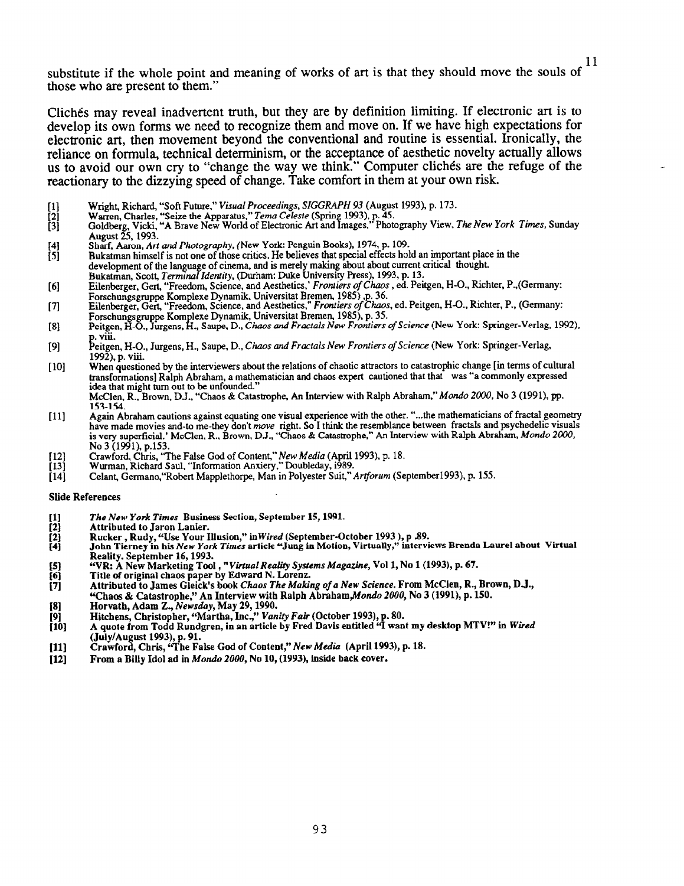substitute if the whole point and meaning of works of art is that they should move the souls of those who are present to them."

Clichés may reveal inadvertent truth, but they are by definition limiting. If electronic art is to develop its own forms we need to recognize them and move on. If we have high expectations for electronic art, then movement beyond the conventional and routine is essential. Ironically, the reliance on formula, technical determinism, or the acceptance of aesthetic novelty actually allows us to avoid our own cry to "change the way we think." Computer clichés are the refuge of the reactionary to the dizzying speed of change. Take comfort in them at your own risk.

[1] Wright, Richard, "Soft Future," *Visual Proceedings, SIGGRAPH 93* (August 1993), p. 173.

[2] Warren, Charles, "Seize the Apparatus," *Tema Celeste* (Spring 1993), p. 45.

[3] Goldberg, Vicki, "A Brave New World of Electronic Art and Images," Photography View, *The New York Times*, Sunday August 25, 1993.

[4] Sharf, Aaron, *Art and Photography*, (New York: Penguin Books), 1974, p. 109.

[5] Bukatman himself is not one of those critics. He believes that special effects hold an important place in the development of the language of cinema, and is merely making about about current critical thought. Bukatman, Scott, *Terminal Identity*, (Durham: Duke University Press), 1993, p. 13.

[6] Eilenberger, Gert, "Freedom, Science, and Aesthetics,' *Frontiers of Chaos*, ed. Peitgen, H-O., Richter, P.,(Germany: Forschungsgruppe Komplexe Dynamik, Universitat Bremen, 1985) ,p. 36.

[7] Eilenberger, Gert, "Freedom, Science, and Aesthetics," *Frontiers of Chaos*, ed. Peitgen, H-O., Richter, P., (Germany: Forschungsgruppe Komplexe Dynamik, Universitat Bremen, 1985), p. 35.

[8] Peitgen, H-O., Jurgens, H., Saupe, D., *Chaos and Fractals New Frontiers of Science* (New York: Springer-Verlag, 1992), p. viii.

[9] Peitgen, H-O., Jurgens, H., Saupe, D., *Chaos and Fractals New Frontiers of Science* (New York: Springer-Verlag, 1992), p. viii.

[10] When questioned by the interviewers about the relations of chaotic attractors to catastrophic change [in terms of cultural transformations] Ralph Abraham, a mathematician and chaos expert cautioned that that was "a commonly expressed idea that might turn out to be unfounded."
McClen, R., Brown, D.J., "Chaos & Catastrophe, An Interview with Ralph Abraham," *Mondo 2000*, No 3 (1991), pp. 153-154.

[11] Again Abraham cautions against equating one visual experience with the other. "...the mathematicians of fractal geometry have made movies and-to me-they don't *move* right. So I think the resemblance between fractals and psychedelic visuals is very superficial.' McClen, R., Brown, D.J., "Chaos & Catastrophe," An Interview with Ralph Abraham, *Mondo 2000*, No 3 (1991), p.153.

[12] Crawford, Chris, "The False God of Content," *New Media* (April 1993), p. 18.

[13] Wurman, Richard Saul, "Information Anxiety," Doubleday, i989.

[14] Celant, Germano,"Robert Mapplethorpe, Man in Polyester Suit," *Artforum* (September1993), p. 155.

**Slide References**

**[1] *The New York Times* Business Section, September 15, 1991.**

**[2] Attributed to Jaron Lanier.**

**[2] Rucker , Rudy, "Use Your Illusion," in*Wired* (September-October 1993 ), p .89.**

**[4] John Tierney in his *New York Times* article "Jung in Motion, Virtually," interviews Brenda Laurel about Virtual Reality. September 16, 1993.**

**[5] "VR: A New Marketing Tool , "*Virtual Reality Systems Magazine*, Vol 1, No 1 (1993), p. 67.**

**[6] Title of original chaos paper by Edward N. Lorenz.**

**[7] Attributed to James Gleick's book *Chaos The Making of a New Science*. From McClen, R., Brown, D.J., "Chaos & Catastrophe," An Interview with Ralph Abraham,*Mondo 2000*, No 3 (1991), p. 150.**

**[8] Horvath, Adam Z., *Newsday*, May 29, 1990.**

**[9] Hitchens, Christopher, "Martha, Inc.," *Vanity Fair* (October 1993), p. 80.**

**[10] A quote from Todd Rundgren, in an article by Fred Davis entitled "I want my desktop MTV!" in *Wired* (July/August 1993), p. 91.**

**[11] Crawford, Chris, "The False God of Content," *New Media* (April 1993), p. 18.**

**[12] From a Billy Idol ad in *Mondo 2000*, No 10, (1993), inside back cover.**